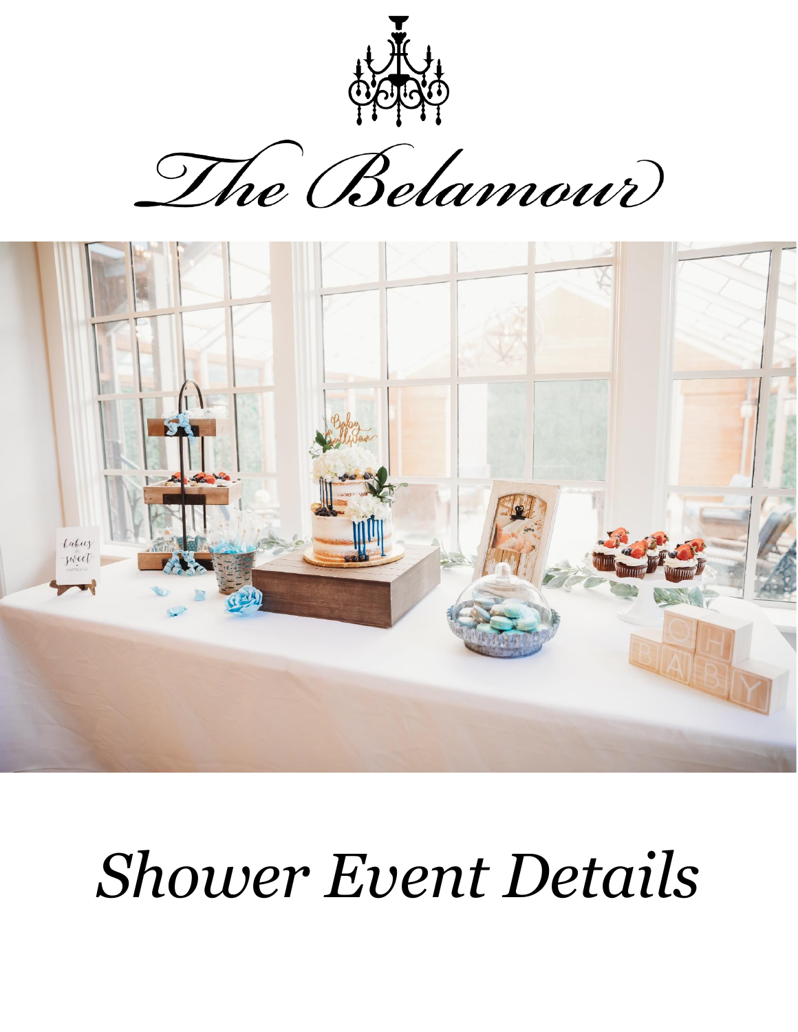# The Belamour

# *Shower Event Details*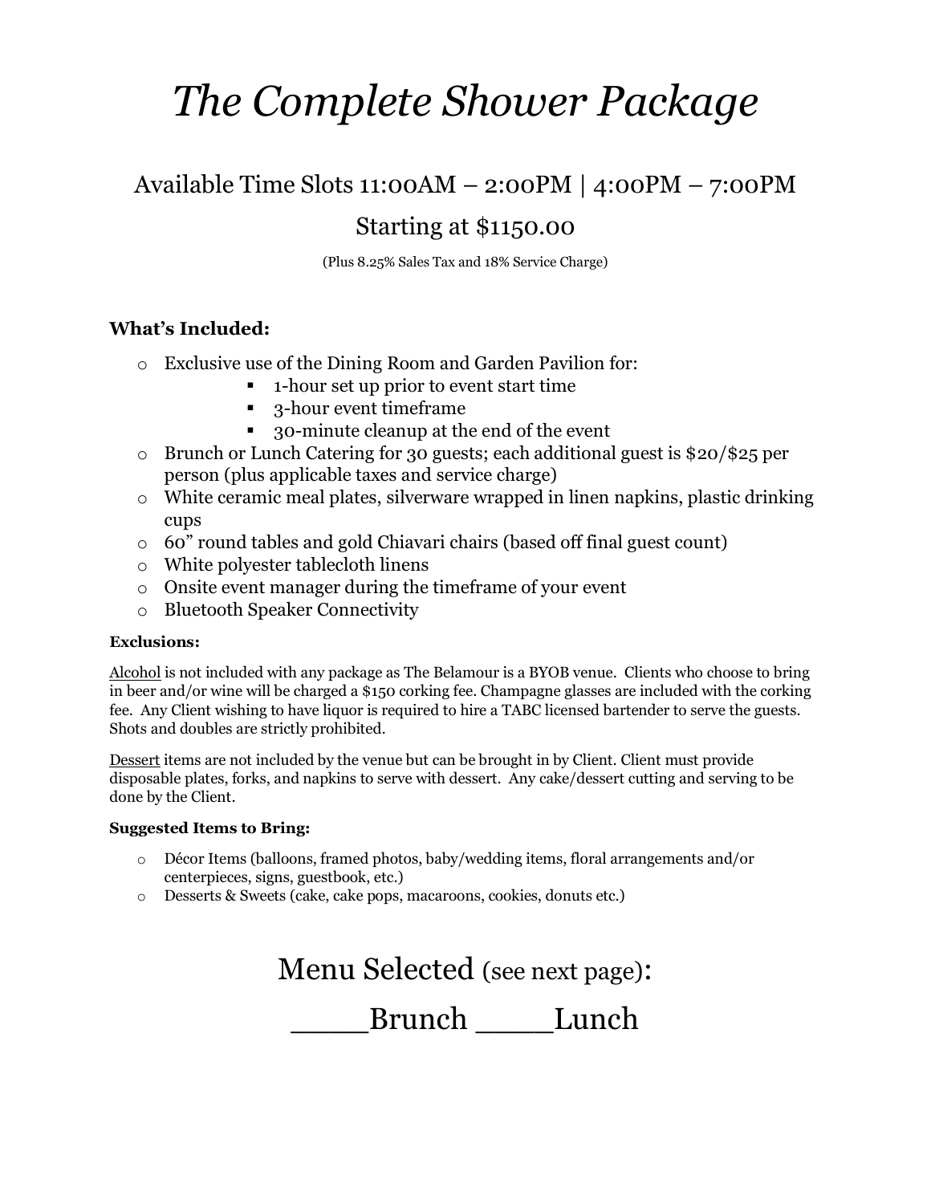# *The Complete Shower Package*

Available Time Slots 11:00AM – 2:00PM | 4:00PM – 7:00PM

Starting at $1150.00

(Plus 8.25% Sales Tax and 18% Service Charge)

**What's Included:**

- Exclusive use of the Dining Room and Garden Pavilion for:
  - 1-hour set up prior to event start time
  - 3-hour event timeframe
  - 30-minute cleanup at the end of the event
- Brunch or Lunch Catering for 30 guests; each additional guest is $20/$25 per person (plus applicable taxes and service charge)
- White ceramic meal plates, silverware wrapped in linen napkins, plastic drinking cups
- 60" round tables and gold Chiavari chairs (based off final guest count)
- White polyester tablecloth linens
- Onsite event manager during the timeframe of your event
- Bluetooth Speaker Connectivity

**Exclusions:**

<u>Alcohol</u> is not included with any package as The Belamour is a BYOB venue. Clients who choose to bring in beer and/or wine will be charged a $150 corking fee. Champagne glasses are included with the corking fee. Any Client wishing to have liquor is required to hire a TABC licensed bartender to serve the guests. Shots and doubles are strictly prohibited.

<u>Dessert</u> items are not included by the venue but can be brought in by Client. Client must provide disposable plates, forks, and napkins to serve with dessert. Any cake/dessert cutting and serving to be done by the Client.

**Suggested Items to Bring:**

- Décor Items (balloons, framed photos, baby/wedding items, floral arrangements and/or centerpieces, signs, guestbook, etc.)
- Desserts & Sweets (cake, cake pops, macaroons, cookies, donuts etc.)

Menu Selected (see next page):

____Brunch ____Lunch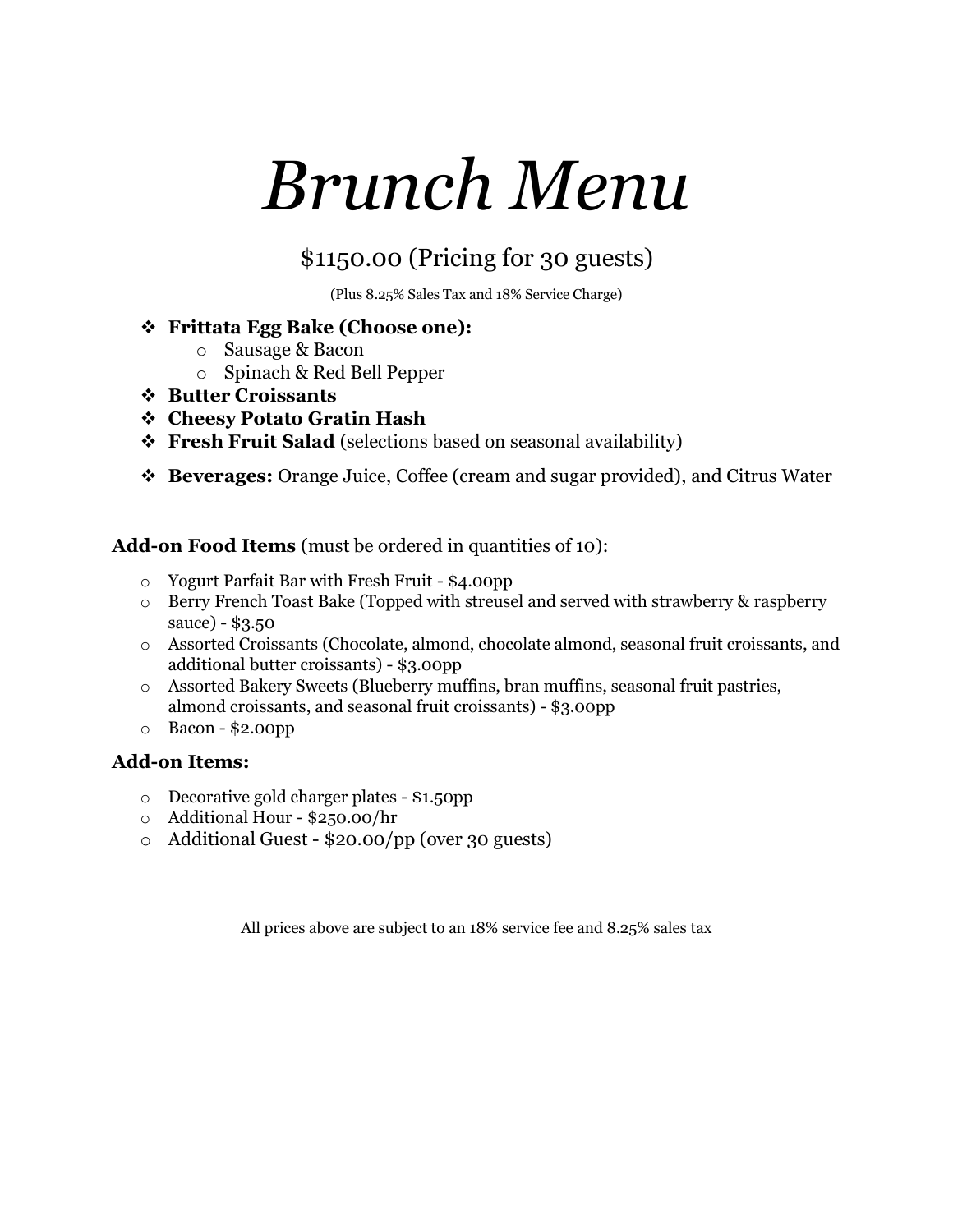# *Brunch Menu*

$1150.00 (Pricing for 30 guests)

(Plus 8.25% Sales Tax and 18% Service Charge)

- **Frittata Egg Bake (Choose one):**
  - Sausage & Bacon
  - Spinach & Red Bell Pepper
- **Butter Croissants**
- **Cheesy Potato Gratin Hash**
- **Fresh Fruit Salad** (selections based on seasonal availability)
- **Beverages:** Orange Juice, Coffee (cream and sugar provided), and Citrus Water

**Add-on Food Items** (must be ordered in quantities of 10):

- Yogurt Parfait Bar with Fresh Fruit - $4.00pp
- Berry French Toast Bake (Topped with streusel and served with strawberry & raspberry sauce) - $3.50
- Assorted Croissants (Chocolate, almond, chocolate almond, seasonal fruit croissants, and additional butter croissants) - $3.00pp
- Assorted Bakery Sweets (Blueberry muffins, bran muffins, seasonal fruit pastries, almond croissants, and seasonal fruit croissants) - $3.00pp
- Bacon - $2.00pp

### Add-on Items:

- Decorative gold charger plates - $1.50pp
- Additional Hour - $250.00/hr
- Additional Guest - $20.00/pp (over 30 guests)

All prices above are subject to an 18% service fee and 8.25% sales tax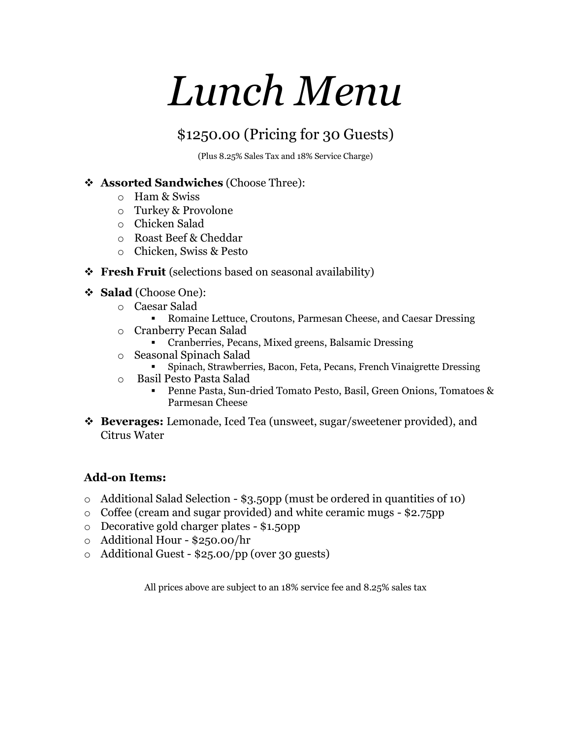# *Lunch Menu*

$1250.00 (Pricing for 30 Guests)

(Plus 8.25% Sales Tax and 18% Service Charge)

- **Assorted Sandwiches** (Choose Three):
  - Ham & Swiss
  - Turkey & Provolone
  - Chicken Salad
  - Roast Beef & Cheddar
  - Chicken, Swiss & Pesto
- **Fresh Fruit** (selections based on seasonal availability)
- **Salad** (Choose One):
  - Caesar Salad
    - Romaine Lettuce, Croutons, Parmesan Cheese, and Caesar Dressing
  - Cranberry Pecan Salad
    - Cranberries, Pecans, Mixed greens, Balsamic Dressing
  - Seasonal Spinach Salad
    - Spinach, Strawberries, Bacon, Feta, Pecans, French Vinaigrette Dressing
  - Basil Pesto Pasta Salad
    - Penne Pasta, Sun-dried Tomato Pesto, Basil, Green Onions, Tomatoes & Parmesan Cheese
- **Beverages:** Lemonade, Iced Tea (unsweet, sugar/sweetener provided), and Citrus Water

**Add-on Items:**

- Additional Salad Selection - $3.50pp (must be ordered in quantities of 10)
- Coffee (cream and sugar provided) and white ceramic mugs - $2.75pp
- Decorative gold charger plates - $1.50pp
- Additional Hour - $250.00/hr
- Additional Guest - $25.00/pp (over 30 guests)

All prices above are subject to an 18% service fee and 8.25% sales tax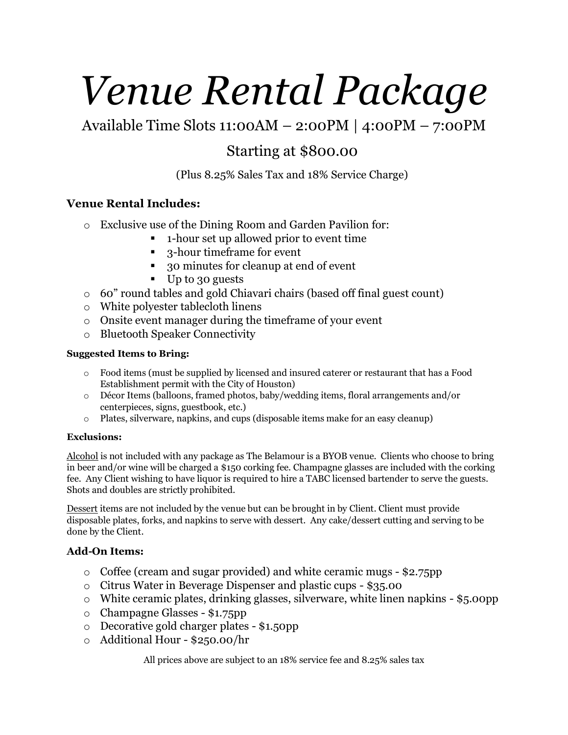# *Venue Rental Package*

Available Time Slots 11:00AM – 2:00PM | 4:00PM – 7:00PM

Starting at $800.00

(Plus 8.25% Sales Tax and 18% Service Charge)

### Venue Rental Includes:

- Exclusive use of the Dining Room and Garden Pavilion for:
  - 1-hour set up allowed prior to event time
  - 3-hour timeframe for event
  - 30 minutes for cleanup at end of event
  - Up to 30 guests
- 60" round tables and gold Chiavari chairs (based off final guest count)
- White polyester tablecloth linens
- Onsite event manager during the timeframe of your event
- Bluetooth Speaker Connectivity

**Suggested Items to Bring:**

- Food items (must be supplied by licensed and insured caterer or restaurant that has a Food Establishment permit with the City of Houston)
- Décor Items (balloons, framed photos, baby/wedding items, floral arrangements and/or centerpieces, signs, guestbook, etc.)
- Plates, silverware, napkins, and cups (disposable items make for an easy cleanup)

**Exclusions:**

Alcohol is not included with any package as The Belamour is a BYOB venue. Clients who choose to bring in beer and/or wine will be charged a $150 corking fee. Champagne glasses are included with the corking fee. Any Client wishing to have liquor is required to hire a TABC licensed bartender to serve the guests. Shots and doubles are strictly prohibited.

Dessert items are not included by the venue but can be brought in by Client. Client must provide disposable plates, forks, and napkins to serve with dessert. Any cake/dessert cutting and serving to be done by the Client.

### Add-On Items:

- Coffee (cream and sugar provided) and white ceramic mugs - $2.75pp
- Citrus Water in Beverage Dispenser and plastic cups - $35.00
- White ceramic plates, drinking glasses, silverware, white linen napkins - $5.00pp
- Champagne Glasses - $1.75pp
- Decorative gold charger plates - $1.50pp
- Additional Hour - $250.00/hr

All prices above are subject to an 18% service fee and 8.25% sales tax